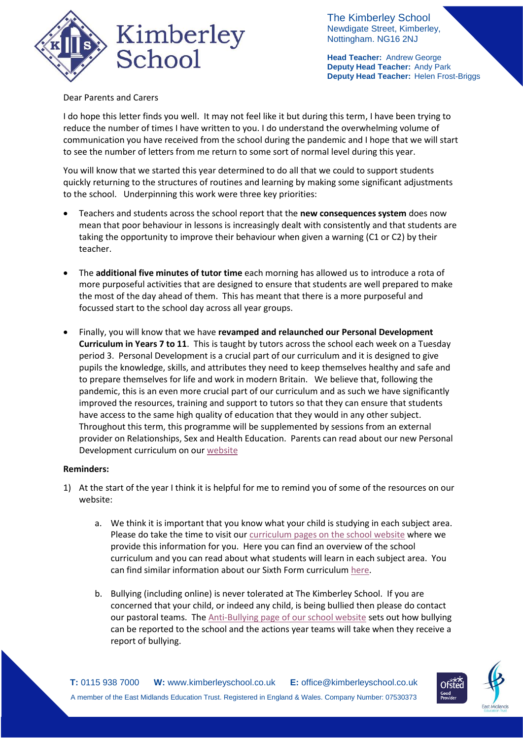The Kimberley School
Newdigate Street, Kimberley,
Nottingham. NG16 2NJ

**Head Teacher:** Andrew George
**Deputy Head Teacher:** Andy Park
**Deputy Head Teacher:** Helen Frost-Briggs

Dear Parents and Carers

I do hope this letter finds you well. It may not feel like it but during this term, I have been trying to reduce the number of times I have written to you. I do understand the overwhelming volume of communication you have received from the school during the pandemic and I hope that we will start to see the number of letters from me return to some sort of normal level during this year.

You will know that we started this year determined to do all that we could to support students quickly returning to the structures of routines and learning by making some significant adjustments to the school. Underpinning this work were three key priorities:

- Teachers and students across the school report that the **new consequences system** does now mean that poor behaviour in lessons is increasingly dealt with consistently and that students are taking the opportunity to improve their behaviour when given a warning (C1 or C2) by their teacher.

- The **additional five minutes of tutor time** each morning has allowed us to introduce a rota of more purposeful activities that are designed to ensure that students are well prepared to make the most of the day ahead of them. This has meant that there is a more purposeful and focussed start to the school day across all year groups.

- Finally, you will know that we have **revamped and relaunched our Personal Development Curriculum in Years 7 to 11**. This is taught by tutors across the school each week on a Tuesday period 3. Personal Development is a crucial part of our curriculum and it is designed to give pupils the knowledge, skills, and attributes they need to keep themselves healthy and safe and to prepare themselves for life and work in modern Britain. We believe that, following the pandemic, this is an even more crucial part of our curriculum and as such we have significantly improved the resources, training and support to tutors so that they can ensure that students have access to the same high quality of education that they would in any other subject. Throughout this term, this programme will be supplemented by sessions from an external provider on Relationships, Sex and Health Education. Parents can read about our new Personal Development curriculum on our website

**Reminders:**

1) At the start of the year I think it is helpful for me to remind you of some of the resources on our website:

    a. We think it is important that you know what your child is studying in each subject area. Please do take the time to visit our curriculum pages on the school website where we provide this information for you. Here you can find an overview of the school curriculum and you can read about what students will learn in each subject area. You can find similar information about our Sixth Form curriculum here.

    b. Bullying (including online) is never tolerated at The Kimberley School. If you are concerned that your child, or indeed any child, is being bullied then please do contact our pastoral teams. The Anti-Bullying page of our school website sets out how bullying can be reported to the school and the actions year teams will take when they receive a report of bullying.

**T:** 0115 938 7000 **W:** www.kimberleyschool.co.uk **E:** office@kimberleyschool.co.uk
A member of the East Midlands Education Trust. Registered in England & Wales. Company Number: 07530373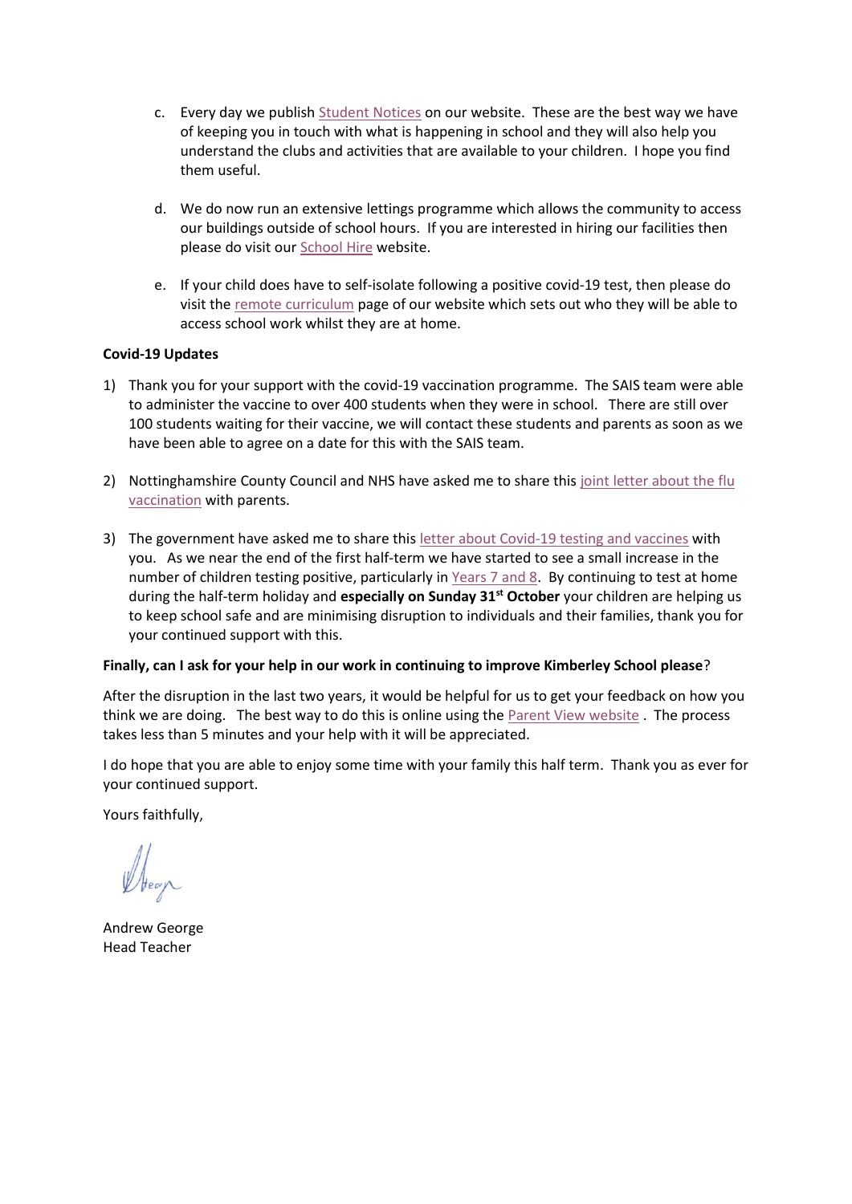c. Every day we publish Student Notices on our website. These are the best way we have of keeping you in touch with what is happening in school and they will also help you understand the clubs and activities that are available to your children. I hope you find them useful.

d. We do now run an extensive lettings programme which allows the community to access our buildings outside of school hours. If you are interested in hiring our facilities then please do visit our School Hire website.

e. If your child does have to self-isolate following a positive covid-19 test, then please do visit the remote curriculum page of our website which sets out who they will be able to access school work whilst they are at home.

**Covid-19 Updates**

1) Thank you for your support with the covid-19 vaccination programme. The SAIS team were able to administer the vaccine to over 400 students when they were in school. There are still over 100 students waiting for their vaccine, we will contact these students and parents as soon as we have been able to agree on a date for this with the SAIS team.

2) Nottinghamshire County Council and NHS have asked me to share this joint letter about the flu vaccination with parents.

3) The government have asked me to share this letter about Covid-19 testing and vaccines with you. As we near the end of the first half-term we have started to see a small increase in the number of children testing positive, particularly in Years 7 and 8. By continuing to test at home during the half-term holiday and **especially on Sunday 31st October** your children are helping us to keep school safe and are minimising disruption to individuals and their families, thank you for your continued support with this.

**Finally, can I ask for your help in our work in continuing to improve Kimberley School please**?

After the disruption in the last two years, it would be helpful for us to get your feedback on how you think we are doing. The best way to do this is online using the Parent View website . The process takes less than 5 minutes and your help with it will be appreciated.

I do hope that you are able to enjoy some time with your family this half term. Thank you as ever for your continued support.

Yours faithfully,

Andrew George
Head Teacher